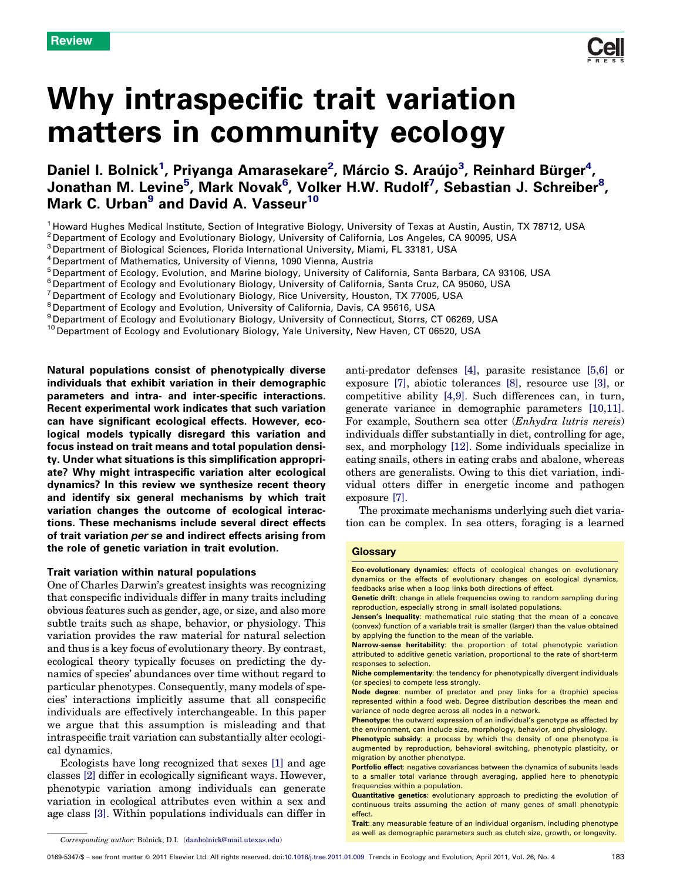Review

# Why intraspecific trait variation matters in community ecology

Daniel I. Bolnick[1], Priyanga Amarasekare[2], Márcio S. Araújo[3], Reinhard Bürger[4], Jonathan M. Levine[5], Mark Novak[6], Volker H.W. Rudolf[7], Sebastian J. Schreiber[8], Mark C. Urban[9] and David A. Vasseur[10]

[1] Howard Hughes Medical Institute, Section of Integrative Biology, University of Texas at Austin, Austin, TX 78712, USA
[2] Department of Ecology and Evolutionary Biology, University of California, Los Angeles, CA 90095, USA
[3] Department of Biological Sciences, Florida International University, Miami, FL 33181, USA
[4] Department of Mathematics, University of Vienna, 1090 Vienna, Austria
[5] Department of Ecology, Evolution, and Marine biology, University of California, Santa Barbara, CA 93106, USA
[6] Department of Ecology and Evolutionary Biology, University of California, Santa Cruz, CA 95060, USA
[7] Department of Ecology and Evolutionary Biology, Rice University, Houston, TX 77005, USA
[8] Department of Ecology and Evolution, University of California, Davis, CA 95616, USA
[9] Department of Ecology and Evolutionary Biology, University of Connecticut, Storrs, CT 06269, USA
[10] Department of Ecology and Evolutionary Biology, Yale University, New Haven, CT 06520, USA

**Natural populations consist of phenotypically diverse individuals that exhibit variation in their demographic parameters and intra- and inter-specific interactions. Recent experimental work indicates that such variation can have significant ecological effects. However, ecological models typically disregard this variation and focus instead on trait means and total population density. Under what situations is this simplification appropriate? Why might intraspecific variation alter ecological dynamics? In this review we synthesize recent theory and identify six general mechanisms by which trait variation changes the outcome of ecological interactions. These mechanisms include several direct effects of trait variation *per se* and indirect effects arising from the role of genetic variation in trait evolution.**

## Trait variation within natural populations

One of Charles Darwin's greatest insights was recognizing that conspecific individuals differ in many traits including obvious features such as gender, age, or size, and also more subtle traits such as shape, behavior, or physiology. This variation provides the raw material for natural selection and thus is a key focus of evolutionary theory. By contrast, ecological theory typically focuses on predicting the dynamics of species' abundances over time without regard to particular phenotypes. Consequently, many models of species' interactions implicitly assume that all conspecific individuals are effectively interchangeable. In this paper we argue that this assumption is misleading and that intraspecific trait variation can substantially alter ecological dynamics.

Ecologists have long recognized that sexes [1] and age classes [2] differ in ecologically significant ways. However, phenotypic variation among individuals can generate variation in ecological attributes even within a sex and age class [3]. Within populations individuals can differ in anti-predator defenses [4], parasite resistance [5,6] or exposure [7], abiotic tolerances [8], resource use [3], or competitive ability [4,9]. Such differences can, in turn, generate variance in demographic parameters [10,11]. For example, Southern sea otter (*Enhydra lutris nereis*) individuals differ substantially in diet, controlling for age, sex, and morphology [12]. Some individuals specialize in eating snails, others in eating crabs and abalone, whereas others are generalists. Owing to this diet variation, individual otters differ in energetic income and pathogen exposure [7].

The proximate mechanisms underlying such diet variation can be complex. In sea otters, foraging is a learned

### Glossary

**Eco-evolutionary dynamics**: effects of ecological changes on evolutionary dynamics or the effects of evolutionary changes on ecological dynamics, feedbacks arise when a loop links both directions of effect.

**Genetic drift**: change in allele frequencies owing to random sampling during reproduction, especially strong in small isolated populations.

**Jensen's Inequality**: mathematical rule stating that the mean of a concave (convex) function of a variable trait is smaller (larger) than the value obtained by applying the function to the mean of the variable.

**Narrow-sense heritability**: the proportion of total phenotypic variation attributed to additive genetic variation, proportional to the rate of short-term responses to selection.

**Niche complementarity**: the tendency for phenotypically divergent individuals (or species) to compete less strongly.

**Node degree**: number of predator and prey links for a (trophic) species represented within a food web. Degree distribution describes the mean and variance of node degree across all nodes in a network.

**Phenotype**: the outward expression of an individual's genotype as affected by the environment, can include size, morphology, behavior, and physiology.

**Phenotypic subsidy**: a process by which the density of one phenotype is augmented by reproduction, behavioral switching, phenotypic plasticity, or migration by another phenotype.

**Portfolio effect**: negative covariances between the dynamics of subunits leads to a smaller total variance through averaging, applied here to phenotypic frequencies within a population.

**Quantitative genetics**: evolutionary approach to predicting the evolution of continuous traits assuming the action of many genes of small phenotypic effect.

**Trait**: any measurable feature of an individual organism, including phenotype as well as demographic parameters such as clutch size, growth, or longevity.

*Corresponding author:* Bolnick, D.I. (danbolnick@mail.utexas.edu)

0169-5347/$ – see front matter © 2011 Elsevier Ltd. All rights reserved. doi:10.1016/j.tree.2011.01.009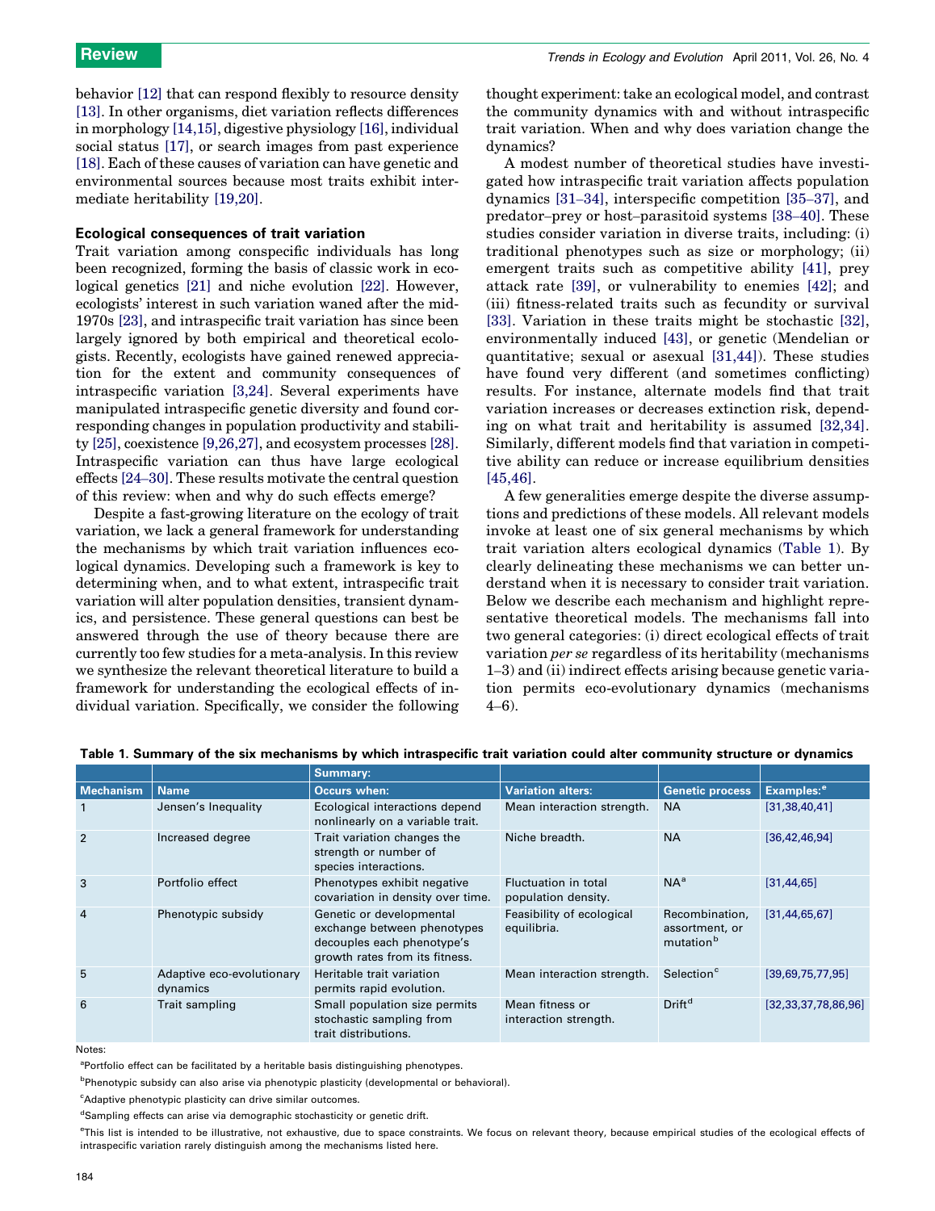behavior [12] that can respond flexibly to resource density [13]. In other organisms, diet variation reflects differences in morphology [14,15], digestive physiology [16], individual social status [17], or search images from past experience [18]. Each of these causes of variation can have genetic and environmental sources because most traits exhibit intermediate heritability [19,20].

## Ecological consequences of trait variation

Trait variation among conspecific individuals has long been recognized, forming the basis of classic work in ecological genetics [21] and niche evolution [22]. However, ecologists' interest in such variation waned after the mid-1970s [23], and intraspecific trait variation has since been largely ignored by both empirical and theoretical ecologists. Recently, ecologists have gained renewed appreciation for the extent and community consequences of intraspecific variation [3,24]. Several experiments have manipulated intraspecific genetic diversity and found corresponding changes in population productivity and stability [25], coexistence [9,26,27], and ecosystem processes [28]. Intraspecific variation can thus have large ecological effects [24–30]. These results motivate the central question of this review: when and why do such effects emerge?

Despite a fast-growing literature on the ecology of trait variation, we lack a general framework for understanding the mechanisms by which trait variation influences ecological dynamics. Developing such a framework is key to determining when, and to what extent, intraspecific trait variation will alter population densities, transient dynamics, and persistence. These general questions can best be answered through the use of theory because there are currently too few studies for a meta-analysis. In this review we synthesize the relevant theoretical literature to build a framework for understanding the ecological effects of individual variation. Specifically, we consider the following thought experiment: take an ecological model, and contrast the community dynamics with and without intraspecific trait variation. When and why does variation change the dynamics?

A modest number of theoretical studies have investigated how intraspecific trait variation affects population dynamics [31–34], interspecific competition [35–37], and predator–prey or host–parasitoid systems [38–40]. These studies consider variation in diverse traits, including: (i) traditional phenotypes such as size or morphology; (ii) emergent traits such as competitive ability [41], prey attack rate [39], or vulnerability to enemies [42]; and (iii) fitness-related traits such as fecundity or survival [33]. Variation in these traits might be stochastic [32], environmentally induced [43], or genetic (Mendelian or quantitative; sexual or asexual [31,44]). These studies have found very different (and sometimes conflicting) results. For instance, alternate models find that trait variation increases or decreases extinction risk, depending on what trait and heritability is assumed [32,34]. Similarly, different models find that variation in competitive ability can reduce or increase equilibrium densities [45,46].

A few generalities emerge despite the diverse assumptions and predictions of these models. All relevant models invoke at least one of six general mechanisms by which trait variation alters ecological dynamics (Table 1). By clearly delineating these mechanisms we can better understand when it is necessary to consider trait variation. Below we describe each mechanism and highlight representative theoretical models. The mechanisms fall into two general categories: (i) direct ecological effects of trait variation *per se* regardless of its heritability (mechanisms 1–3) and (ii) indirect effects arising because genetic variation permits eco-evolutionary dynamics (mechanisms 4–6).

**Table 1. Summary of the six mechanisms by which intraspecific trait variation could alter community structure or dynamics**

| | | Summary: | | | |
|---|---|---|---|---|---|
| **Mechanism** | **Name** | **Occurs when:** | **Variation alters:** | **Genetic process** | **Examples:[e]** |
| 1 | Jensen's Inequality | Ecological interactions depend nonlinearly on a variable trait. | Mean interaction strength. | NA | [31,38,40,41] |
| 2 | Increased degree | Trait variation changes the strength or number of species interactions. | Niche breadth. | NA | [36,42,46,94] |
| 3 | Portfolio effect | Phenotypes exhibit negative covariation in density over time. | Fluctuation in total population density. | NA[a] | [31,44,65] |
| 4 | Phenotypic subsidy | Genetic or developmental exchange between phenotypes decouples each phenotype's growth rates from its fitness. | Feasibility of ecological equilibria. | Recombination, assortment, or mutation[b] | [31,44,65,67] |
| 5 | Adaptive eco-evolutionary dynamics | Heritable trait variation permits rapid evolution. | Mean interaction strength. | Selection[c] | [39,69,75,77,95] |
| 6 | Trait sampling | Small population size permits stochastic sampling from trait distributions. | Mean fitness or interaction strength. | Drift[d] | [32,33,37,78,86,96] |

Notes:

[a]Portfolio effect can be facilitated by a heritable basis distinguishing phenotypes.

[b]Phenotypic subsidy can also arise via phenotypic plasticity (developmental or behavioral).

[c]Adaptive phenotypic plasticity can drive similar outcomes.

[d]Sampling effects can arise via demographic stochasticity or genetic drift.

[e]This list is intended to be illustrative, not exhaustive, due to space constraints. We focus on relevant theory, because empirical studies of the ecological effects of intraspecific variation rarely distinguish among the mechanisms listed here.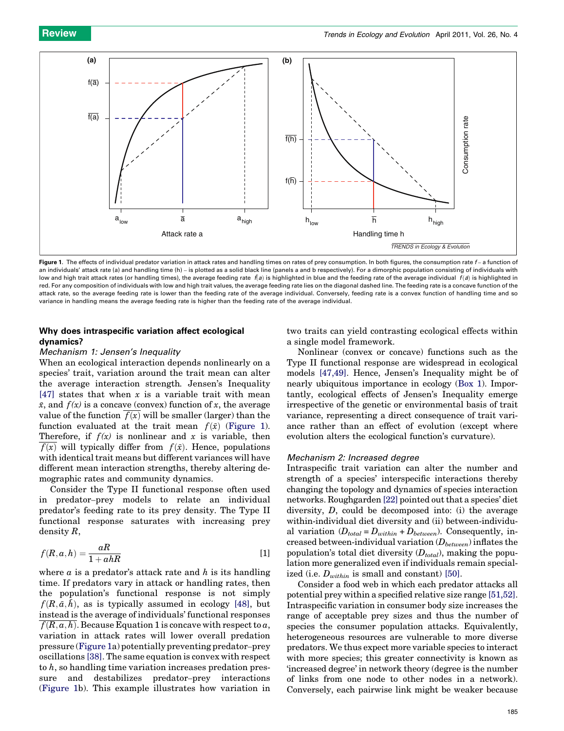**Figure 1**. The effects of individual predator variation in attack rates and handling times on rates of prey consumption. In both figures, the consumption rate $f$ – a function of an individuals' attack rate (a) and handling time (h) – is plotted as a solid black line (panels a and b respectively). For a dimorphic population consisting of individuals with low and high trait attack rates (or handling times), the average feeding rate $\overline{f(a)}$ is highlighted in blue and the feeding rate of the average individual $f(\bar{a})$ is highlighted in red. For any composition of individuals with low and high trait values, the average feeding rate lies on the diagonal dashed line. The feeding rate is a concave function of the attack rate, so the average feeding rate is lower than the feeding rate of the average individual. Conversely, feeding rate is a convex function of handling time and so variance in handling means the average feeding rate is higher than the feeding rate of the average individual.

## Why does intraspecific variation affect ecological dynamics?

### *Mechanism 1: Jensen's Inequality*

When an ecological interaction depends nonlinearly on a species' trait, variation around the trait mean can alter the average interaction strength. Jensen's Inequality [47] states that when $x$ is a variable trait with mean $\bar{x}$, and $f(x)$ is a concave (convex) function of $x$, the average value of the function $\overline{f(x)}$ will be smaller (larger) than the function evaluated at the trait mean $f(\bar{x})$ (Figure 1). Therefore, if $f(x)$ is nonlinear and $x$ is variable, then $\overline{f(x)}$ will typically differ from $f(\bar{x})$. Hence, populations with identical trait means but different variances will have different mean interaction strengths, thereby altering demographic rates and community dynamics.

Consider the Type II functional response often used in predator–prey models to relate an individual predator's feeding rate to its prey density. The Type II functional response saturates with increasing prey density $R$,

$$f(R, a, h) = \frac{aR}{1 + ahR} \quad [1]$$

where $a$ is a predator's attack rate and $h$ is its handling time. If predators vary in attack or handling rates, then the population's functional response is not simply $f(R, \bar{a}, \bar{h})$, as is typically assumed in ecology [48], but instead is the average of individuals' functional responses $\overline{f(R, a, h)}$. Because Equation 1 is concave with respect to $a$, variation in attack rates will lower overall predation pressure (Figure 1a) potentially preventing predator–prey oscillations [38]. The same equation is convex with respect to $h$, so handling time variation increases predation pressure and destabilizes predator–prey interactions (Figure 1b). This example illustrates how variation in two traits can yield contrasting ecological effects within a single model framework.

Nonlinear (convex or concave) functions such as the Type II functional response are widespread in ecological models [47,49]. Hence, Jensen's Inequality might be of nearly ubiquitous importance in ecology (Box 1). Importantly, ecological effects of Jensen's Inequality emerge irrespective of the genetic or environmental basis of trait variance, representing a direct consequence of trait variance rather than an effect of evolution (except where evolution alters the ecological function's curvature).

### *Mechanism 2: Increased degree*

Intraspecific trait variation can alter the number and strength of a species' interspecific interactions thereby changing the topology and dynamics of species interaction networks. Roughgarden [22] pointed out that a species' diet diversity, $D$, could be decomposed into: (i) the average within-individual diet diversity and (ii) between-individual variation ($D_{total} = D_{within} + D_{between}$). Consequently, increased between-individual variation ($D_{between}$) inflates the population's total diet diversity ($D_{total}$), making the population more generalized even if individuals remain specialized (i.e. $D_{within}$ is small and constant) [50].

Consider a food web in which each predator attacks all potential prey within a specified relative size range [51,52]. Intraspecific variation in consumer body size increases the range of acceptable prey sizes and thus the number of species the consumer population attacks. Equivalently, heterogeneous resources are vulnerable to more diverse predators. We thus expect more variable species to interact with more species; this greater connectivity is known as 'increased degree' in network theory (degree is the number of links from one node to other nodes in a network). Conversely, each pairwise link might be weaker because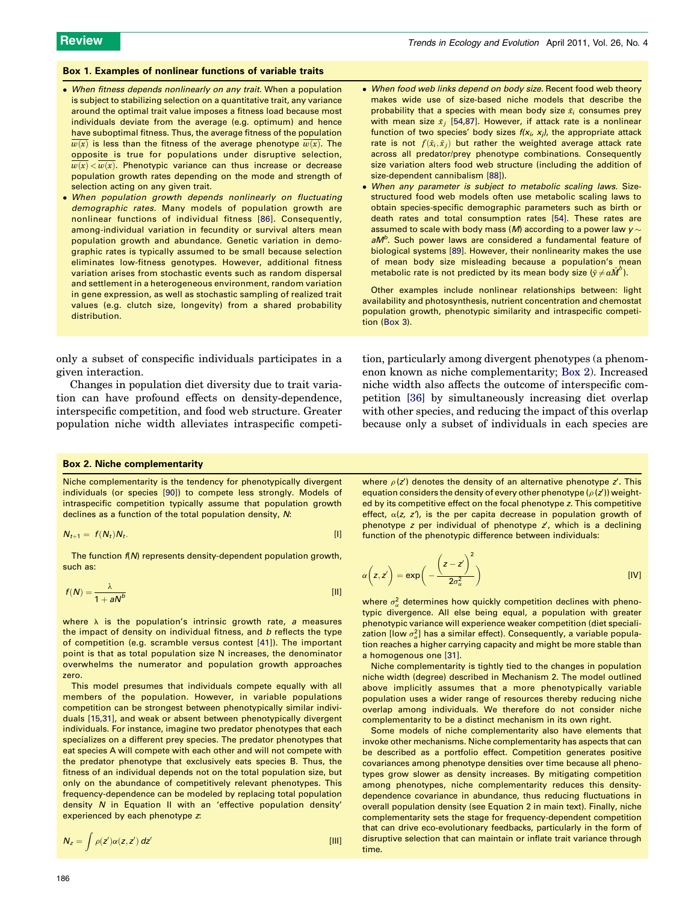## Box 1. Examples of nonlinear functions of variable traits

- *When fitness depends nonlinearly on any trait.* When a population is subject to stabilizing selection on a quantitative trait, any variance around the optimal trait value imposes a fitness load because most individuals deviate from the average (e.g. optimum) and hence have suboptimal fitness. Thus, the average fitness of the population $\overline{w(x)}$ is less than the fitness of the average phenotype $w(\bar{x})$. The opposite is true for populations under disruptive selection, $\overline{w(x)} < w(\bar{x})$. Phenotypic variance can thus increase or decrease population growth rates depending on the mode and strength of selection acting on any given trait.
- *When population growth depends nonlinearly on fluctuating demographic rates.* Many models of population growth are nonlinear functions of individual fitness [86]. Consequently, among-individual variation in fecundity or survival alters mean population growth and abundance. Genetic variation in demographic rates is typically assumed to be small because selection eliminates low-fitness genotypes. However, additional fitness variation arises from stochastic events such as random dispersal and settlement in a heterogeneous environment, random variation in gene expression, as well as stochastic sampling of realized trait values (e.g. clutch size, longevity) from a shared probability distribution.
- *When food web links depend on body size.* Recent food web theory makes wide use of size-based niche models that describe the probability that a species with mean body size $\bar{x}_i$ consumes prey with mean size $\bar{x}_j$ [54,87]. However, if attack rate is a nonlinear function of two species' body sizes $f(x_i, x_j)$, the appropriate attack rate is not $f(\bar{x}_i, \bar{x}_j)$ but rather the weighted average attack rate across all predator/prey phenotype combinations. Consequently size variation alters food web structure (including the addition of size-dependent cannibalism [88]).
- *When any parameter is subject to metabolic scaling laws.* Size-structured food web models often use metabolic scaling laws to obtain species-specific demographic parameters such as birth or death rates and total consumption rates [54]. These rates are assumed to scale with body mass ($M$) according to a power law $y \sim aM^b$. Such power laws are considered a fundamental feature of biological systems [89]. However, their nonlinearity makes the use of mean body size misleading because a population's mean metabolic rate is not predicted by its mean body size ($\bar{y} \neq a\bar{M}^b$).

Other examples include nonlinear relationships between: light availability and photosynthesis, nutrient concentration and chemostat population growth, phenotypic similarity and intraspecific competition (Box 3).

only a subset of conspecific individuals participates in a given interaction.

Changes in population diet diversity due to trait variation can have profound effects on density-dependence, interspecific competition, and food web structure. Greater population niche width alleviates intraspecific competition, particularly among divergent phenotypes (a phenomenon known as niche complementarity; Box 2). Increased niche width also affects the outcome of interspecific competition [36] by simultaneously increasing diet overlap with other species, and reducing the impact of this overlap because only a subset of individuals in each species are

## Box 2. Niche complementarity

Niche complementarity is the tendency for phenotypically divergent individuals (or species [90]) to compete less strongly. Models of intraspecific competition typically assume that population growth declines as a function of the total population density, $N$:

$$N_{t+1} = f(N_t)N_t. \qquad \text{[I]}$$

The function $f(N)$ represents density-dependent population growth, such as:

$$f(N) = \frac{\lambda}{1 + aN^b} \qquad \text{[II]}$$

where $\lambda$ is the population's intrinsic growth rate, $a$ measures the impact of density on individual fitness, and $b$ reflects the type of competition (e.g. scramble versus contest [41]). The important point is that as total population size N increases, the denominator overwhelms the numerator and population growth approaches zero.

This model presumes that individuals compete equally with all members of the population. However, in variable populations competition can be strongest between phenotypically similar individuals [15,31], and weak or absent between phenotypically divergent individuals. For instance, imagine two predator phenotypes that each specializes on a different prey species. The predator phenotypes that eat species A will compete with each other and will not compete with the predator phenotype that exclusively eats species B. Thus, the fitness of an individual depends not on the total population size, but only on the abundance of competitively relevant phenotypes. This frequency-dependence can be modeled by replacing total population density $N$ in Equation II with an 'effective population density' experienced by each phenotype $z$:

$$N_z = \int \rho(z')\alpha(z, z')\, dz' \qquad \text{[III]}$$

where $\rho(z')$ denotes the density of an alternative phenotype $z'$. This equation considers the density of every other phenotype ($\rho(z')$) weighted by its competitive effect on the focal phenotype $z$. This competitive effect, $\alpha(z, z')$, is the per capita decrease in population growth of phenotype $z$ per individual of phenotype $z'$, which is a declining function of the phenotypic difference between individuals:

$$\alpha\left(z, z'\right) = \exp\left(-\frac{\left(z - z'\right)^2}{2\sigma_\alpha^2}\right) \qquad \text{[IV]}$$

where $\sigma_\alpha^2$ determines how quickly competition declines with phenotypic divergence. All else being equal, a population with greater phenotypic variance will experience weaker competition (diet specialization [low $\sigma_\alpha^2$] has a similar effect). Consequently, a variable population reaches a higher carrying capacity and might be more stable than a homogenous one [31].

Niche complementarity is tightly tied to the changes in population niche width (degree) described in Mechanism 2. The model outlined above implicitly assumes that a more phenotypically variable population uses a wider range of resources thereby reducing niche overlap among individuals. We therefore do not consider niche complementarity to be a distinct mechanism in its own right.

Some models of niche complementarity also have elements that invoke other mechanisms. Niche complementarity has aspects that can be described as a portfolio effect. Competition generates positive covariances among phenotype densities over time because all phenotypes grow slower as density increases. By mitigating competition among phenotypes, niche complementarity reduces this density-dependence covariance in abundance, thus reducing fluctuations in overall population density (see Equation 2 in main text). Finally, niche complementarity sets the stage for frequency-dependent competition that can drive eco-evolutionary feedbacks, particularly in the form of disruptive selection that can maintain or inflate trait variance through time.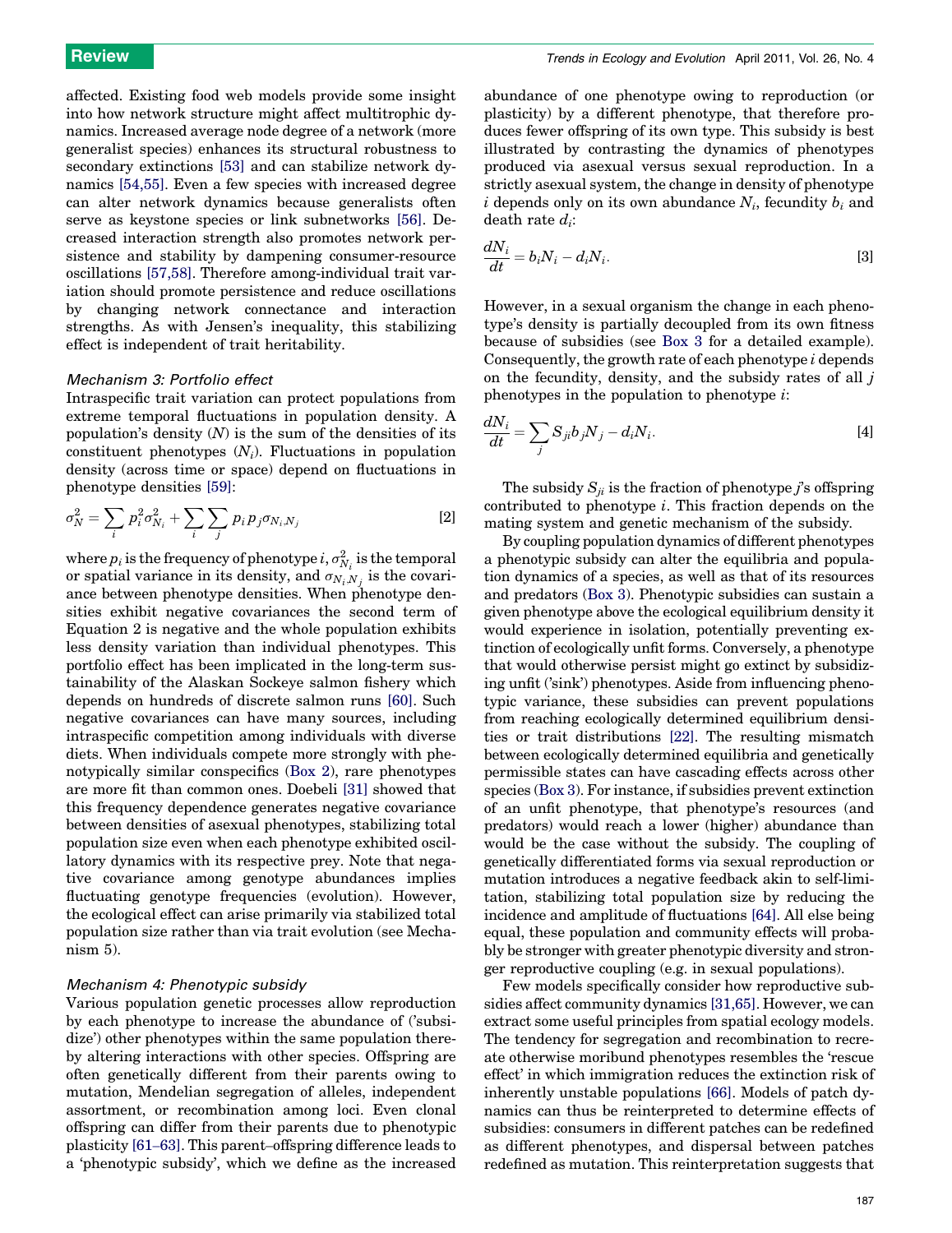affected. Existing food web models provide some insight into how network structure might affect multitrophic dynamics. Increased average node degree of a network (more generalist species) enhances its structural robustness to secondary extinctions [53] and can stabilize network dynamics [54,55]. Even a few species with increased degree can alter network dynamics because generalists often serve as keystone species or link subnetworks [56]. Decreased interaction strength also promotes network persistence and stability by dampening consumer-resource oscillations [57,58]. Therefore among-individual trait variation should promote persistence and reduce oscillations by changing network connectance and interaction strengths. As with Jensen's inequality, this stabilizing effect is independent of trait heritability.

### *Mechanism 3: Portfolio effect*

Intraspecific trait variation can protect populations from extreme temporal fluctuations in population density. A population's density ($N$) is the sum of the densities of its constituent phenotypes ($N_i$). Fluctuations in population density (across time or space) depend on fluctuations in phenotype densities [59]:

$$\sigma_N^2 = \sum_i p_i^2 \sigma_{N_i}^2 + \sum_i \sum_j p_i p_j \sigma_{N_i N_j} \quad [2]$$

where $p_i$ is the frequency of phenotype $i$, $\sigma_{N_i}^2$ is the temporal or spatial variance in its density, and $\sigma_{N_i N_j}$ is the covariance between phenotype densities. When phenotype densities exhibit negative covariances the second term of Equation 2 is negative and the whole population exhibits less density variation than individual phenotypes. This portfolio effect has been implicated in the long-term sustainability of the Alaskan Sockeye salmon fishery which depends on hundreds of discrete salmon runs [60]. Such negative covariances can have many sources, including intraspecific competition among individuals with diverse diets. When individuals compete more strongly with phenotypically similar conspecifics (Box 2), rare phenotypes are more fit than common ones. Doebeli [31] showed that this frequency dependence generates negative covariance between densities of asexual phenotypes, stabilizing total population size even when each phenotype exhibited oscillatory dynamics with its respective prey. Note that negative covariance among genotype abundances implies fluctuating genotype frequencies (evolution). However, the ecological effect can arise primarily via stabilized total population size rather than via trait evolution (see Mechanism 5).

### *Mechanism 4: Phenotypic subsidy*

Various population genetic processes allow reproduction by each phenotype to increase the abundance of ('subsidize') other phenotypes within the same population thereby altering interactions with other species. Offspring are often genetically different from their parents owing to mutation, Mendelian segregation of alleles, independent assortment, or recombination among loci. Even clonal offspring can differ from their parents due to phenotypic plasticity [61–63]. This parent–offspring difference leads to a 'phenotypic subsidy', which we define as the increased abundance of one phenotype owing to reproduction (or plasticity) by a different phenotype, that therefore produces fewer offspring of its own type. This subsidy is best illustrated by contrasting the dynamics of phenotypes produced via asexual versus sexual reproduction. In a strictly asexual system, the change in density of phenotype $i$ depends only on its own abundance $N_i$, fecundity $b_i$ and death rate $d_i$:

$$\frac{dN_i}{dt} = b_i N_i - d_i N_i. \quad [3]$$

However, in a sexual organism the change in each phenotype's density is partially decoupled from its own fitness because of subsidies (see Box 3 for a detailed example). Consequently, the growth rate of each phenotype $i$ depends on the fecundity, density, and the subsidy rates of all $j$ phenotypes in the population to phenotype $i$:

$$\frac{dN_i}{dt} = \sum_j S_{ji} b_j N_j - d_i N_i. \quad [4]$$

The subsidy $S_{ji}$ is the fraction of phenotype $j$'s offspring contributed to phenotype $i$. This fraction depends on the mating system and genetic mechanism of the subsidy.

By coupling population dynamics of different phenotypes a phenotypic subsidy can alter the equilibria and population dynamics of a species, as well as that of its resources and predators (Box 3). Phenotypic subsidies can sustain a given phenotype above the ecological equilibrium density it would experience in isolation, potentially preventing extinction of ecologically unfit forms. Conversely, a phenotype that would otherwise persist might go extinct by subsidizing unfit ('sink') phenotypes. Aside from influencing phenotypic variance, these subsidies can prevent populations from reaching ecologically determined equilibrium densities or trait distributions [22]. The resulting mismatch between ecologically determined equilibria and genetically permissible states can have cascading effects across other species (Box 3). For instance, if subsidies prevent extinction of an unfit phenotype, that phenotype's resources (and predators) would reach a lower (higher) abundance than would be the case without the subsidy. The coupling of genetically differentiated forms via sexual reproduction or mutation introduces a negative feedback akin to self-limitation, stabilizing total population size by reducing the incidence and amplitude of fluctuations [64]. All else being equal, these population and community effects will probably be stronger with greater phenotypic diversity and stronger reproductive coupling (e.g. in sexual populations).

Few models specifically consider how reproductive subsidies affect community dynamics [31,65]. However, we can extract some useful principles from spatial ecology models. The tendency for segregation and recombination to recreate otherwise moribund phenotypes resembles the 'rescue effect' in which immigration reduces the extinction risk of inherently unstable populations [66]. Models of patch dynamics can thus be reinterpreted to determine effects of subsidies: consumers in different patches can be redefined as different phenotypes, and dispersal between patches redefined as mutation. This reinterpretation suggests that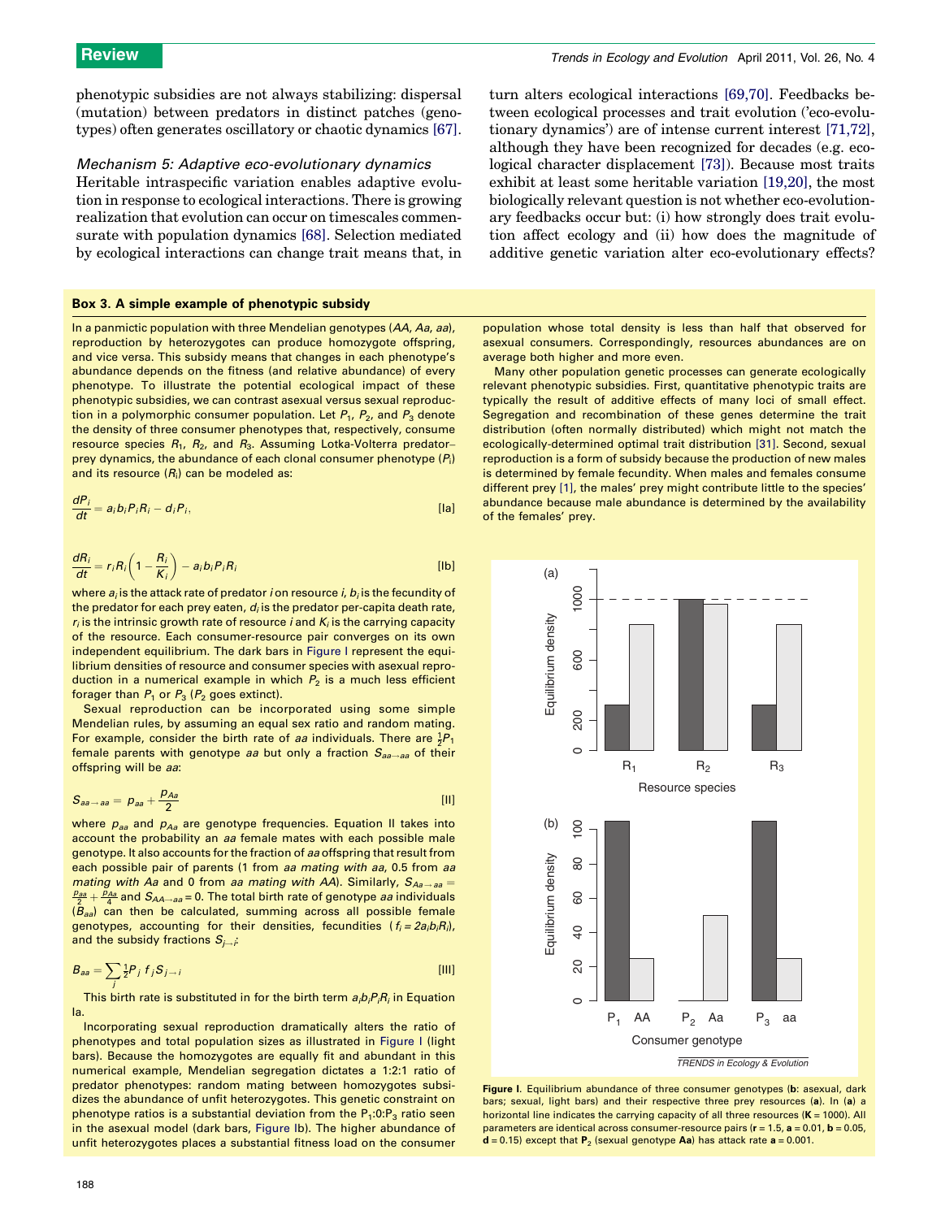phenotypic subsidies are not always stabilizing: dispersal (mutation) between predators in distinct patches (genotypes) often generates oscillatory or chaotic dynamics [67].

### *Mechanism 5: Adaptive eco-evolutionary dynamics*

Heritable intraspecific variation enables adaptive evolution in response to ecological interactions. There is growing realization that evolution can occur on timescales commensurate with population dynamics [68]. Selection mediated by ecological interactions can change trait means that, in turn alters ecological interactions [69,70]. Feedbacks between ecological processes and trait evolution ('eco-evolutionary dynamics') are of intense current interest [71,72], although they have been recognized for decades (e.g. ecological character displacement [73]). Because most traits exhibit at least some heritable variation [19,20], the most biologically relevant question is not whether eco-evolutionary feedbacks occur but: (i) how strongly does trait evolution affect ecology and (ii) how does the magnitude of additive genetic variation alter eco-evolutionary effects?

#### Box 3. A simple example of phenotypic subsidy

In a panmictic population with three Mendelian genotypes (*AA*, *Aa*, *aa*), reproduction by heterozygotes can produce homozygote offspring, and vice versa. This subsidy means that changes in each phenotype's abundance depends on the fitness (and relative abundance) of every phenotype. To illustrate the potential ecological impact of these phenotypic subsidies, we can contrast asexual versus sexual reproduction in a polymorphic consumer population. Let $P_1$, $P_2$, and $P_3$ denote the density of three consumer phenotypes that, respectively, consume resource species $R_1$, $R_2$, and $R_3$. Assuming Lotka-Volterra predator–prey dynamics, the abundance of each clonal consumer phenotype ($P_i$) and its resource ($R_i$) can be modeled as:

$$\frac{dP_i}{dt} = a_i b_i P_i R_i - d_i P_i, \qquad \text{[Ia]}$$

$$\frac{dR_i}{dt} = r_i R_i \left(1 - \frac{R_i}{K_i}\right) - a_i b_i P_i R_i \qquad \text{[Ib]}$$

where $a_i$ is the attack rate of predator $i$ on resource $i$, $b_i$ is the fecundity of the predator for each prey eaten, $d_i$ is the predator per-capita death rate, $r_i$ is the intrinsic growth rate of resource $i$ and $K_i$ is the carrying capacity of the resource. Each consumer-resource pair converges on its own independent equilibrium. The dark bars in Figure I represent the equilibrium densities of resource and consumer species with asexual reproduction in a numerical example in which $P_2$ is a much less efficient forager than $P_1$ or $P_3$ ($P_2$ goes extinct).

Sexual reproduction can be incorporated using some simple Mendelian rules, by assuming an equal sex ratio and random mating. For example, consider the birth rate of *aa* individuals. There are $\frac{1}{2}P_1$ female parents with genotype *aa* but only a fraction $S_{aa\rightarrow aa}$ of their offspring will be *aa*:

$$S_{aa\rightarrow aa} = p_{aa} + \frac{p_{Aa}}{2} \qquad \text{[II]}$$

where $p_{aa}$ and $p_{Aa}$ are genotype frequencies. Equation II takes into account the probability an *aa* female mates with each possible male genotype. It also accounts for the fraction of *aa* offspring that result from each possible pair of parents (1 from *aa mating with aa*, 0.5 from *aa mating with Aa* and 0 from *aa mating with AA*). Similarly, $S_{Aa\rightarrow aa} = \frac{p_{aa}}{2} + \frac{p_{Aa}}{4}$ and $S_{AA\rightarrow aa} = 0$. The total birth rate of genotype *aa* individuals ($B_{aa}$) can then be calculated, summing across all possible female genotypes, accounting for their densities, fecundities ($f_i = 2a_ib_iR_i$), and the subsidy fractions $S_{j\rightarrow i}$:

$$B_{aa} = \sum_j \tfrac{1}{2} P_j \, f_j S_{j\rightarrow i} \qquad \text{[III]}$$

This birth rate is substituted in for the birth term $a_ib_iP_iR_i$ in Equation Ia.

Incorporating sexual reproduction dramatically alters the ratio of phenotypes and total population sizes as illustrated in Figure I (light bars). Because the homozygotes are equally fit and abundant in this numerical example, Mendelian segregation dictates a 1:2:1 ratio of predator phenotypes: random mating between homozygotes subsidizes the abundance of unfit heterozygotes. This genetic constraint on phenotype ratios is a substantial deviation from the $P_1$:0:$P_3$ ratio seen in the asexual model (dark bars, Figure Ib). The higher abundance of unfit heterozygotes places a substantial fitness load on the consumer population whose total density is less than half that observed for asexual consumers. Correspondingly, resources abundances are on average both higher and more even.

Many other population genetic processes can generate ecologically relevant phenotypic subsidies. First, quantitative phenotypic traits are typically the result of additive effects of many loci of small effect. Segregation and recombination of these genes determine the trait distribution (often normally distributed) which might not match the ecologically-determined optimal trait distribution [31]. Second, sexual reproduction is a form of subsidy because the production of new males is determined by female fecundity. When males and females consume different prey [1], the males' prey might contribute little to the species' abundance because male abundance is determined by the availability of the females' prey.

**Figure I.** Equilibrium abundance of three consumer genotypes (**b**: asexual, dark bars; sexual, light bars) and their respective three prey resources (**a**). In (**a**) a horizontal line indicates the carrying capacity of all three resources (**K** = 1000). All parameters are identical across consumer-resource pairs (**r** = 1.5, **a** = 0.01, **b** = 0.05, **d** = 0.15) except that **P**$_2$ (sexual genotype **Aa**) has attack rate **a** = 0.001.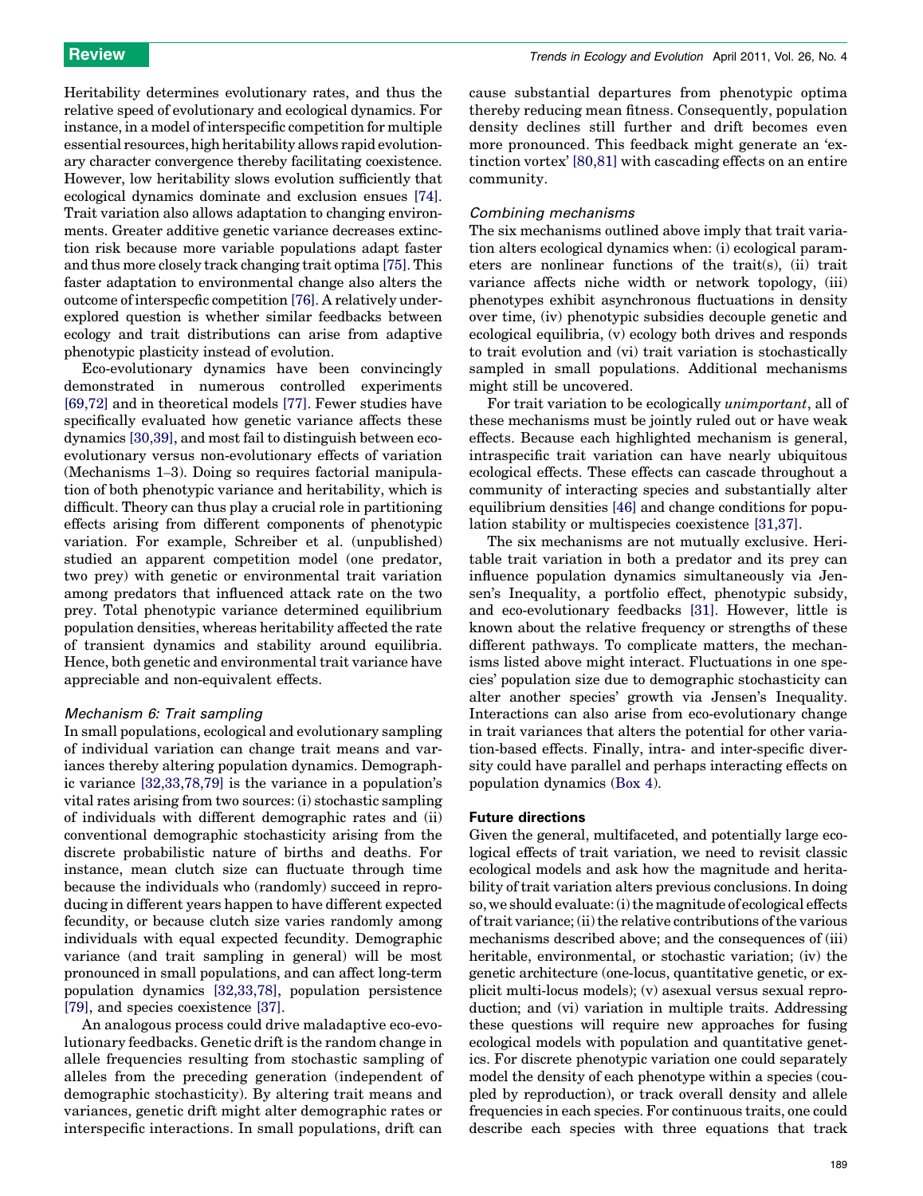Heritability determines evolutionary rates, and thus the relative speed of evolutionary and ecological dynamics. For instance, in a model of interspecific competition for multiple essential resources, high heritability allows rapid evolutionary character convergence thereby facilitating coexistence. However, low heritability slows evolution sufficiently that ecological dynamics dominate and exclusion ensues [74]. Trait variation also allows adaptation to changing environments. Greater additive genetic variance decreases extinction risk because more variable populations adapt faster and thus more closely track changing trait optima [75]. This faster adaptation to environmental change also alters the outcome of interspecfic competition [76]. A relatively underexplored question is whether similar feedbacks between ecology and trait distributions can arise from adaptive phenotypic plasticity instead of evolution.

Eco-evolutionary dynamics have been convincingly demonstrated in numerous controlled experiments [69,72] and in theoretical models [77]. Fewer studies have specifically evaluated how genetic variance affects these dynamics [30,39], and most fail to distinguish between eco-evolutionary versus non-evolutionary effects of variation (Mechanisms 1–3). Doing so requires factorial manipulation of both phenotypic variance and heritability, which is difficult. Theory can thus play a crucial role in partitioning effects arising from different components of phenotypic variation. For example, Schreiber et al. (unpublished) studied an apparent competition model (one predator, two prey) with genetic or environmental trait variation among predators that influenced attack rate on the two prey. Total phenotypic variance determined equilibrium population densities, whereas heritability affected the rate of transient dynamics and stability around equilibria. Hence, both genetic and environmental trait variance have appreciable and non-equivalent effects.

### *Mechanism 6: Trait sampling*

In small populations, ecological and evolutionary sampling of individual variation can change trait means and variances thereby altering population dynamics. Demographic variance [32,33,78,79] is the variance in a population's vital rates arising from two sources: (i) stochastic sampling of individuals with different demographic rates and (ii) conventional demographic stochasticity arising from the discrete probabilistic nature of births and deaths. For instance, mean clutch size can fluctuate through time because the individuals who (randomly) succeed in reproducing in different years happen to have different expected fecundity, or because clutch size varies randomly among individuals with equal expected fecundity. Demographic variance (and trait sampling in general) will be most pronounced in small populations, and can affect long-term population dynamics [32,33,78], population persistence [79], and species coexistence [37].

An analogous process could drive maladaptive eco-evolutionary feedbacks. Genetic drift is the random change in allele frequencies resulting from stochastic sampling of alleles from the preceding generation (independent of demographic stochasticity). By altering trait means and variances, genetic drift might alter demographic rates or interspecific interactions. In small populations, drift can cause substantial departures from phenotypic optima thereby reducing mean fitness. Consequently, population density declines still further and drift becomes even more pronounced. This feedback might generate an 'extinction vortex' [80,81] with cascading effects on an entire community.

### *Combining mechanisms*

The six mechanisms outlined above imply that trait variation alters ecological dynamics when: (i) ecological parameters are nonlinear functions of the trait(s), (ii) trait variance affects niche width or network topology, (iii) phenotypes exhibit asynchronous fluctuations in density over time, (iv) phenotypic subsidies decouple genetic and ecological equilibria, (v) ecology both drives and responds to trait evolution and (vi) trait variation is stochastically sampled in small populations. Additional mechanisms might still be uncovered.

For trait variation to be ecologically *unimportant*, all of these mechanisms must be jointly ruled out or have weak effects. Because each highlighted mechanism is general, intraspecific trait variation can have nearly ubiquitous ecological effects. These effects can cascade throughout a community of interacting species and substantially alter equilibrium densities [46] and change conditions for population stability or multispecies coexistence [31,37].

The six mechanisms are not mutually exclusive. Heritable trait variation in both a predator and its prey can influence population dynamics simultaneously via Jensen's Inequality, a portfolio effect, phenotypic subsidy, and eco-evolutionary feedbacks [31]. However, little is known about the relative frequency or strengths of these different pathways. To complicate matters, the mechanisms listed above might interact. Fluctuations in one species' population size due to demographic stochasticity can alter another species' growth via Jensen's Inequality. Interactions can also arise from eco-evolutionary change in trait variances that alters the potential for other variation-based effects. Finally, intra- and inter-specific diversity could have parallel and perhaps interacting effects on population dynamics (Box 4).

## Future directions

Given the general, multifaceted, and potentially large ecological effects of trait variation, we need to revisit classic ecological models and ask how the magnitude and heritability of trait variation alters previous conclusions. In doing so, we should evaluate: (i) the magnitude of ecological effects of trait variance; (ii) the relative contributions of the various mechanisms described above; and the consequences of (iii) heritable, environmental, or stochastic variation; (iv) the genetic architecture (one-locus, quantitative genetic, or explicit multi-locus models); (v) asexual versus sexual reproduction; and (vi) variation in multiple traits. Addressing these questions will require new approaches for fusing ecological models with population and quantitative genetics. For discrete phenotypic variation one could separately model the density of each phenotype within a species (coupled by reproduction), or track overall density and allele frequencies in each species. For continuous traits, one could describe each species with three equations that track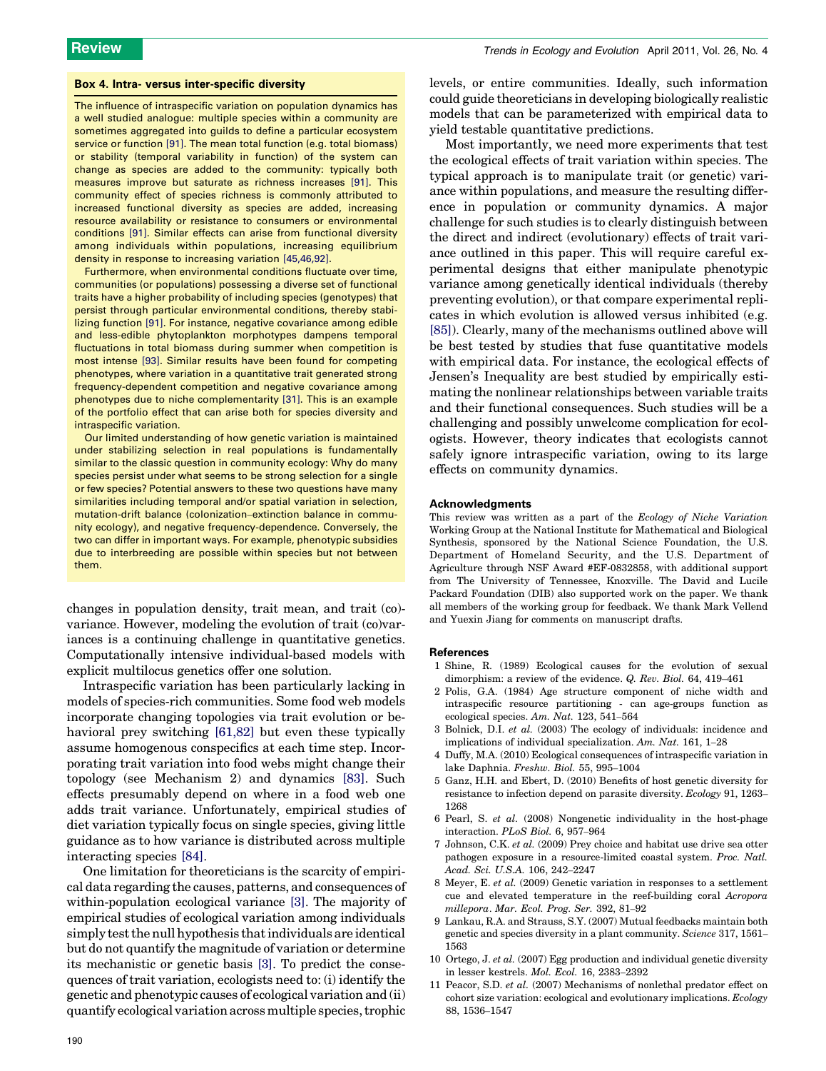### Box 4. Intra- versus inter-specific diversity

The influence of intraspecific variation on population dynamics has a well studied analogue: multiple species within a community are sometimes aggregated into guilds to define a particular ecosystem service or function [91]. The mean total function (e.g. total biomass) or stability (temporal variability in function) of the system can change as species are added to the community: typically both measures improve but saturate as richness increases [91]. This community effect of species richness is commonly attributed to increased functional diversity as species are added, increasing resource availability or resistance to consumers or environmental conditions [91]. Similar effects can arise from functional diversity among individuals within populations, increasing equilibrium density in response to increasing variation [45,46,92].

Furthermore, when environmental conditions fluctuate over time, communities (or populations) possessing a diverse set of functional traits have a higher probability of including species (genotypes) that persist through particular environmental conditions, thereby stabilizing function [91]. For instance, negative covariance among edible and less-edible phytoplankton morphotypes dampens temporal fluctuations in total biomass during summer when competition is most intense [93]. Similar results have been found for competing phenotypes, where variation in a quantitative trait generated strong frequency-dependent competition and negative covariance among phenotypes due to niche complementarity [31]. This is an example of the portfolio effect that can arise both for species diversity and intraspecific variation.

Our limited understanding of how genetic variation is maintained under stabilizing selection in real populations is fundamentally similar to the classic question in community ecology: Why do many species persist under what seems to be strong selection for a single or few species? Potential answers to these two questions have many similarities including temporal and/or spatial variation in selection, mutation-drift balance (colonization–extinction balance in community ecology), and negative frequency-dependence. Conversely, the two can differ in important ways. For example, phenotypic subsidies due to interbreeding are possible within species but not between them.

changes in population density, trait mean, and trait (co)-variance. However, modeling the evolution of trait (co)variances is a continuing challenge in quantitative genetics. Computationally intensive individual-based models with explicit multilocus genetics offer one solution.

Intraspecific variation has been particularly lacking in models of species-rich communities. Some food web models incorporate changing topologies via trait evolution or behavioral prey switching [61,82] but even these typically assume homogenous conspecifics at each time step. Incorporating trait variation into food webs might change their topology (see Mechanism 2) and dynamics [83]. Such effects presumably depend on where in a food web one adds trait variance. Unfortunately, empirical studies of diet variation typically focus on single species, giving little guidance as to how variance is distributed across multiple interacting species [84].

One limitation for theoreticians is the scarcity of empirical data regarding the causes, patterns, and consequences of within-population ecological variance [3]. The majority of empirical studies of ecological variation among individuals simply test the null hypothesis that individuals are identical but do not quantify the magnitude of variation or determine its mechanistic or genetic basis [3]. To predict the consequences of trait variation, ecologists need to: (i) identify the genetic and phenotypic causes of ecological variation and (ii) quantify ecological variation across multiple species, trophic levels, or entire communities. Ideally, such information could guide theoreticians in developing biologically realistic models that can be parameterized with empirical data to yield testable quantitative predictions.

Most importantly, we need more experiments that test the ecological effects of trait variation within species. The typical approach is to manipulate trait (or genetic) variance within populations, and measure the resulting difference in population or community dynamics. A major challenge for such studies is to clearly distinguish between the direct and indirect (evolutionary) effects of trait variance outlined in this paper. This will require careful experimental designs that either manipulate phenotypic variance among genetically identical individuals (thereby preventing evolution), or that compare experimental replicates in which evolution is allowed versus inhibited (e.g. [85]). Clearly, many of the mechanisms outlined above will be best tested by studies that fuse quantitative models with empirical data. For instance, the ecological effects of Jensen's Inequality are best studied by empirically estimating the nonlinear relationships between variable traits and their functional consequences. Such studies will be a challenging and possibly unwelcome complication for ecologists. However, theory indicates that ecologists cannot safely ignore intraspecific variation, owing to its large effects on community dynamics.

#### Acknowledgments

This review was written as a part of the *Ecology of Niche Variation* Working Group at the National Institute for Mathematical and Biological Synthesis, sponsored by the National Science Foundation, the U.S. Department of Homeland Security, and the U.S. Department of Agriculture through NSF Award #EF-0832858, with additional support from The University of Tennessee, Knoxville. The David and Lucile Packard Foundation (DIB) also supported work on the paper. We thank all members of the working group for feedback. We thank Mark Vellend and Yuexin Jiang for comments on manuscript drafts.

#### References

1 Shine, R. (1989) Ecological causes for the evolution of sexual dimorphism: a review of the evidence. *Q. Rev. Biol.* 64, 419–461
2 Polis, G.A. (1984) Age structure component of niche width and intraspecific resource partitioning - can age-groups function as ecological species. *Am. Nat.* 123, 541–564
3 Bolnick, D.I. *et al.* (2003) The ecology of individuals: incidence and implications of individual specialization. *Am. Nat.* 161, 1–28
4 Duffy, M.A. (2010) Ecological consequences of intraspecific variation in lake Daphnia. *Freshw. Biol.* 55, 995–1004
5 Ganz, H.H. and Ebert, D. (2010) Benefits of host genetic diversity for resistance to infection depend on parasite diversity. *Ecology* 91, 1263–1268
6 Pearl, S. *et al.* (2008) Nongenetic individuality in the host-phage interaction. *PLoS Biol.* 6, 957–964
7 Johnson, C.K. *et al.* (2009) Prey choice and habitat use drive sea otter pathogen exposure in a resource-limited coastal system. *Proc. Natl. Acad. Sci. U.S.A.* 106, 242–2247
8 Meyer, E. *et al.* (2009) Genetic variation in responses to a settlement cue and elevated temperature in the reef-building coral *Acropora millepora*. *Mar. Ecol. Prog. Ser.* 392, 81–92
9 Lankau, R.A. and Strauss, S.Y. (2007) Mutual feedbacks maintain both genetic and species diversity in a plant community. *Science* 317, 1561–1563
10 Ortego, J. *et al.* (2007) Egg production and individual genetic diversity in lesser kestrels. *Mol. Ecol.* 16, 2383–2392
11 Peacor, S.D. *et al.* (2007) Mechanisms of nonlethal predator effect on cohort size variation: ecological and evolutionary implications. *Ecology* 88, 1536–1547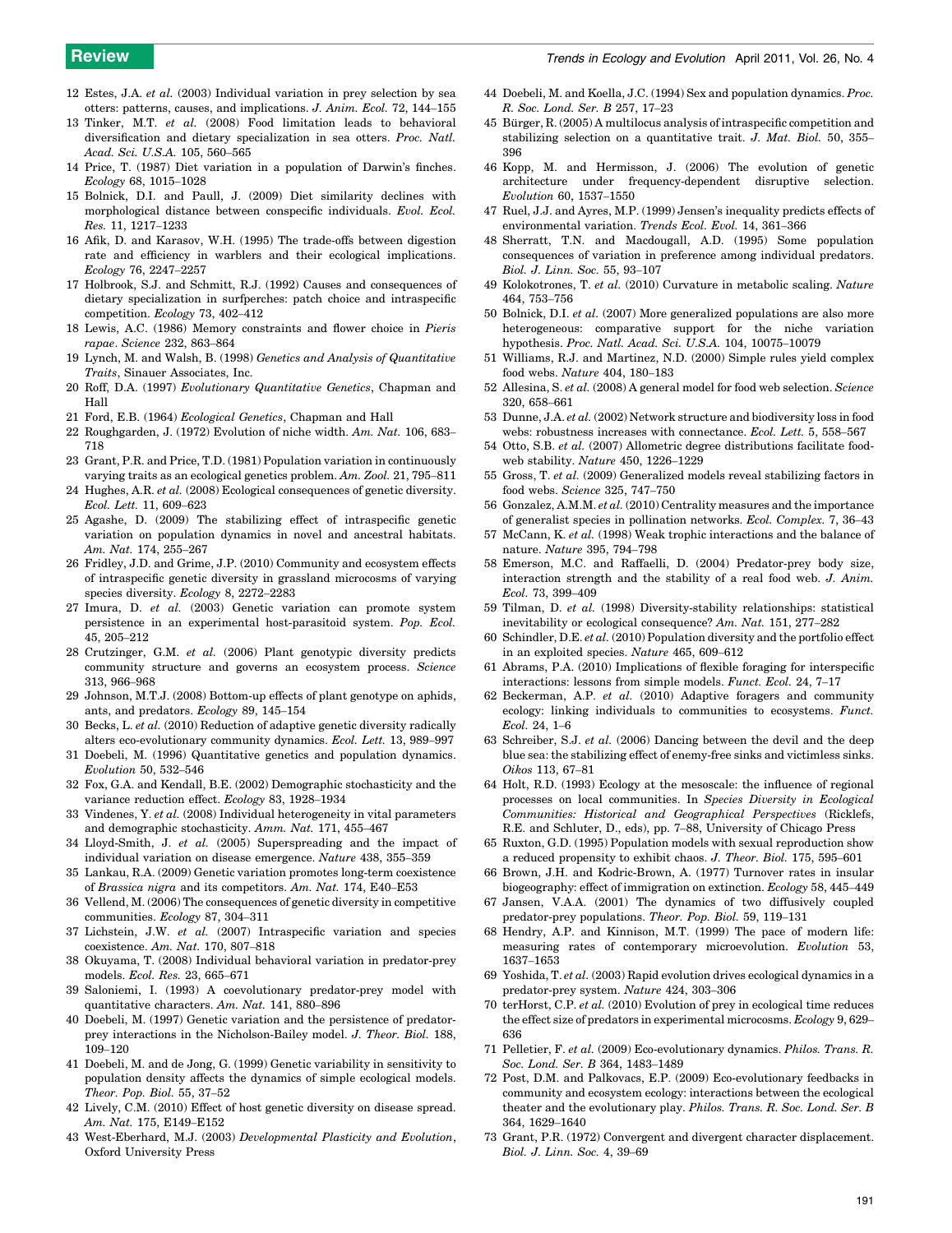12 Estes, J.A. *et al.* (2003) Individual variation in prey selection by sea otters: patterns, causes, and implications. *J. Anim. Ecol.* 72, 144–155

13 Tinker, M.T. *et al.* (2008) Food limitation leads to behavioral diversification and dietary specialization in sea otters. *Proc. Natl. Acad. Sci. U.S.A.* 105, 560–565

14 Price, T. (1987) Diet variation in a population of Darwin's finches. *Ecology* 68, 1015–1028

15 Bolnick, D.I. and Paull, J. (2009) Diet similarity declines with morphological distance between conspecific individuals. *Evol. Ecol. Res.* 11, 1217–1233

16 Afik, D. and Karasov, W.H. (1995) The trade-offs between digestion rate and efficiency in warblers and their ecological implications. *Ecology* 76, 2247–2257

17 Holbrook, S.J. and Schmitt, R.J. (1992) Causes and consequences of dietary specialization in surfperches: patch choice and intraspecific competition. *Ecology* 73, 402–412

18 Lewis, A.C. (1986) Memory constraints and flower choice in *Pieris rapae*. *Science* 232, 863–864

19 Lynch, M. and Walsh, B. (1998) *Genetics and Analysis of Quantitative Traits*, Sinauer Associates, Inc.

20 Roff, D.A. (1997) *Evolutionary Quantitative Genetics*, Chapman and Hall

21 Ford, E.B. (1964) *Ecological Genetics*, Chapman and Hall

22 Roughgarden, J. (1972) Evolution of niche width. *Am. Nat.* 106, 683–718

23 Grant, P.R. and Price, T.D. (1981) Population variation in continuously varying traits as an ecological genetics problem. *Am. Zool.* 21, 795–811

24 Hughes, A.R. *et al.* (2008) Ecological consequences of genetic diversity. *Ecol. Lett.* 11, 609–623

25 Agashe, D. (2009) The stabilizing effect of intraspecific genetic variation on population dynamics in novel and ancestral habitats. *Am. Nat.* 174, 255–267

26 Fridley, J.D. and Grime, J.P. (2010) Community and ecosystem effects of intraspecific genetic diversity in grassland microcosms of varying species diversity. *Ecology* 8, 2272–2283

27 Imura, D. *et al.* (2003) Genetic variation can promote system persistence in an experimental host-parasitoid system. *Pop. Ecol.* 45, 205–212

28 Crutzinger, G.M. *et al.* (2006) Plant genotypic diversity predicts community structure and governs an ecosystem process. *Science* 313, 966–968

29 Johnson, M.T.J. (2008) Bottom-up effects of plant genotype on aphids, ants, and predators. *Ecology* 89, 145–154

30 Becks, L. *et al.* (2010) Reduction of adaptive genetic diversity radically alters eco-evolutionary community dynamics. *Ecol. Lett.* 13, 989–997

31 Doebeli, M. (1996) Quantitative genetics and population dynamics. *Evolution* 50, 532–546

32 Fox, G.A. and Kendall, B.E. (2002) Demographic stochasticity and the variance reduction effect. *Ecology* 83, 1928–1934

33 Vindenes, Y. *et al.* (2008) Individual heterogeneity in vital parameters and demographic stochasticity. *Amm. Nat.* 171, 455–467

34 Lloyd-Smith, J. *et al.* (2005) Superspreading and the impact of individual variation on disease emergence. *Nature* 438, 355–359

35 Lankau, R.A. (2009) Genetic variation promotes long-term coexistence of *Brassica nigra* and its competitors. *Am. Nat.* 174, E40–E53

36 Vellend, M. (2006) The consequences of genetic diversity in competitive communities. *Ecology* 87, 304–311

37 Lichstein, J.W. *et al.* (2007) Intraspecific variation and species coexistence. *Am. Nat.* 170, 807–818

38 Okuyama, T. (2008) Individual behavioral variation in predator-prey models. *Ecol. Res.* 23, 665–671

39 Saloniemi, I. (1993) A coevolutionary predator-prey model with quantitative characters. *Am. Nat.* 141, 880–896

40 Doebeli, M. (1997) Genetic variation and the persistence of predator-prey interactions in the Nicholson-Bailey model. *J. Theor. Biol.* 188, 109–120

41 Doebeli, M. and de Jong, G. (1999) Genetic variability in sensitivity to population density affects the dynamics of simple ecological models. *Theor. Pop. Biol.* 55, 37–52

42 Lively, C.M. (2010) Effect of host genetic diversity on disease spread. *Am. Nat.* 175, E149–E152

43 West-Eberhard, M.J. (2003) *Developmental Plasticity and Evolution*, Oxford University Press

44 Doebeli, M. and Koella, J.C. (1994) Sex and population dynamics. *Proc. R. Soc. Lond. Ser. B* 257, 17–23

45 Bürger, R. (2005) A multilocus analysis of intraspecific competition and stabilizing selection on a quantitative trait. *J. Mat. Biol.* 50, 355–396

46 Kopp, M. and Hermisson, J. (2006) The evolution of genetic architecture under frequency-dependent disruptive selection. *Evolution* 60, 1537–1550

47 Ruel, J.J. and Ayres, M.P. (1999) Jensen's inequality predicts effects of environmental variation. *Trends Ecol. Evol.* 14, 361–366

48 Sherratt, T.N. and Macdougall, A.D. (1995) Some population consequences of variation in preference among individual predators. *Biol. J. Linn. Soc.* 55, 93–107

49 Kolokotrones, T. *et al.* (2010) Curvature in metabolic scaling. *Nature* 464, 753–756

50 Bolnick, D.I. *et al.* (2007) More generalized populations are also more heterogeneous: comparative support for the niche variation hypothesis. *Proc. Natl. Acad. Sci. U.S.A.* 104, 10075–10079

51 Williams, R.J. and Martinez, N.D. (2000) Simple rules yield complex food webs. *Nature* 404, 180–183

52 Allesina, S. *et al.* (2008) A general model for food web selection. *Science* 320, 658–661

53 Dunne, J.A. *et al.* (2002) Network structure and biodiversity loss in food webs: robustness increases with connectance. *Ecol. Lett.* 5, 558–567

54 Otto, S.B. *et al.* (2007) Allometric degree distributions facilitate food-web stability. *Nature* 450, 1226–1229

55 Gross, T. *et al.* (2009) Generalized models reveal stabilizing factors in food webs. *Science* 325, 747–750

56 Gonzalez, A.M.M. *et al.* (2010) Centrality measures and the importance of generalist species in pollination networks. *Ecol. Complex.* 7, 36–43

57 McCann, K. *et al.* (1998) Weak trophic interactions and the balance of nature. *Nature* 395, 794–798

58 Emerson, M.C. and Raffaelli, D. (2004) Predator-prey body size, interaction strength and the stability of a real food web. *J. Anim. Ecol.* 73, 399–409

59 Tilman, D. *et al.* (1998) Diversity-stability relationships: statistical inevitability or ecological consequence? *Am. Nat.* 151, 277–282

60 Schindler, D.E. *et al.* (2010) Population diversity and the portfolio effect in an exploited species. *Nature* 465, 609–612

61 Abrams, P.A. (2010) Implications of flexible foraging for interspecific interactions: lessons from simple models. *Funct. Ecol.* 24, 7–17

62 Beckerman, A.P. *et al.* (2010) Adaptive foragers and community ecology: linking individuals to communities to ecosystems. *Funct. Ecol.* 24, 1–6

63 Schreiber, S.J. *et al.* (2006) Dancing between the devil and the deep blue sea: the stabilizing effect of enemy-free sinks and victimless sinks. *Oikos* 113, 67–81

64 Holt, R.D. (1993) Ecology at the mesoscale: the influence of regional processes on local communities. In *Species Diversity in Ecological Communities: Historical and Geographical Perspectives* (Ricklefs, R.E. and Schluter, D., eds), pp. 7–88, University of Chicago Press

65 Ruxton, G.D. (1995) Population models with sexual reproduction show a reduced propensity to exhibit chaos. *J. Theor. Biol.* 175, 595–601

66 Brown, J.H. and Kodric-Brown, A. (1977) Turnover rates in insular biogeography: effect of immigration on extinction. *Ecology* 58, 445–449

67 Jansen, V.A.A. (2001) The dynamics of two diffusively coupled predator-prey populations. *Theor. Pop. Biol.* 59, 119–131

68 Hendry, A.P. and Kinnison, M.T. (1999) The pace of modern life: measuring rates of contemporary microevolution. *Evolution* 53, 1637–1653

69 Yoshida, T. *et al.* (2003) Rapid evolution drives ecological dynamics in a predator-prey system. *Nature* 424, 303–306

70 terHorst, C.P. *et al.* (2010) Evolution of prey in ecological time reduces the effect size of predators in experimental microcosms. *Ecology* 9, 629–636

71 Pelletier, F. *et al.* (2009) Eco-evolutionary dynamics. *Philos. Trans. R. Soc. Lond. Ser. B* 364, 1483–1489

72 Post, D.M. and Palkovacs, E.P. (2009) Eco-evolutionary feedbacks in community and ecosystem ecology: interactions between the ecological theater and the evolutionary play. *Philos. Trans. R. Soc. Lond. Ser. B* 364, 1629–1640

73 Grant, P.R. (1972) Convergent and divergent character displacement. *Biol. J. Linn. Soc.* 4, 39–69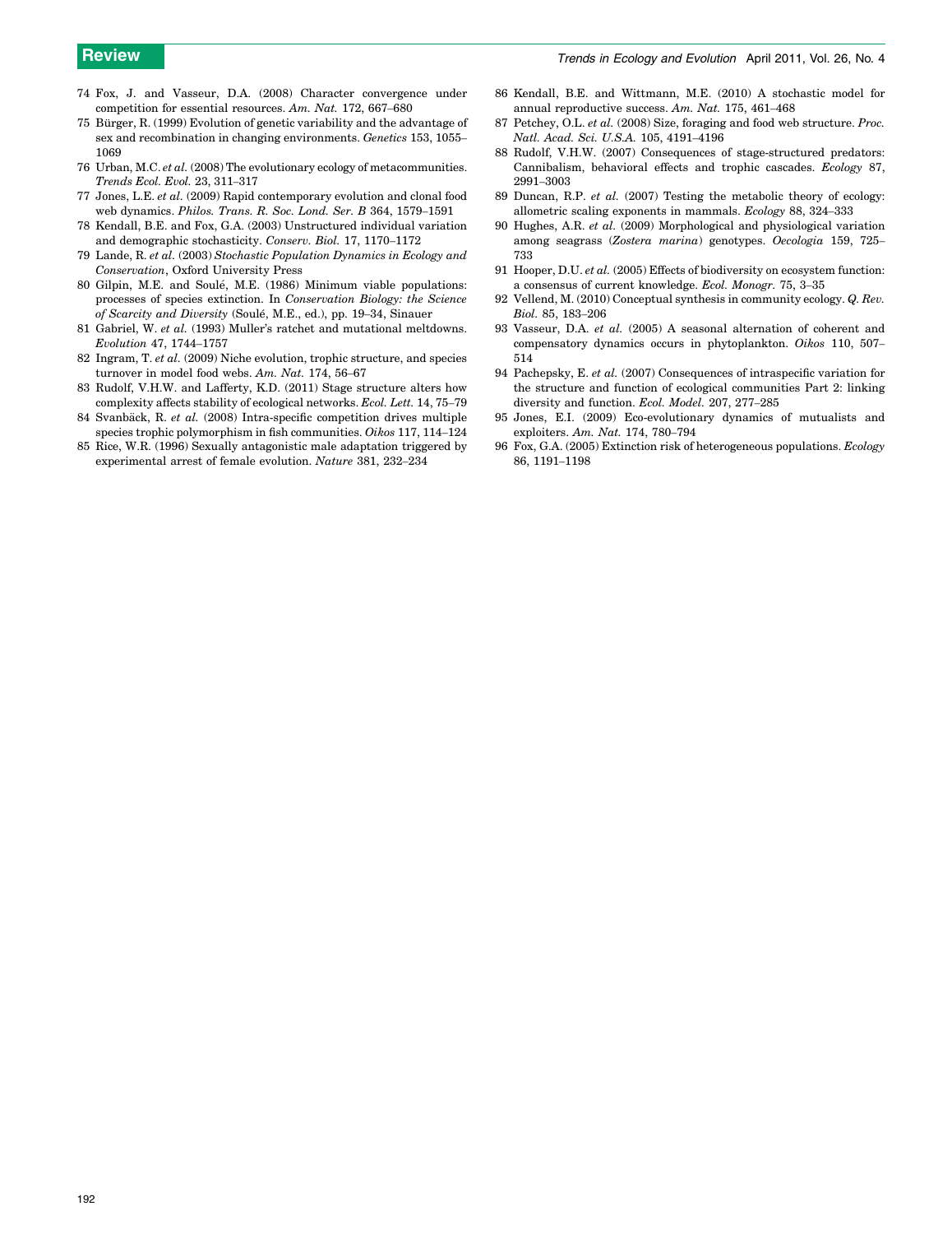74 Fox, J. and Vasseur, D.A. (2008) Character convergence under competition for essential resources. *Am. Nat.* 172, 667–680

75 Bürger, R. (1999) Evolution of genetic variability and the advantage of sex and recombination in changing environments. *Genetics* 153, 1055–1069

76 Urban, M.C. *et al.* (2008) The evolutionary ecology of metacommunities. *Trends Ecol. Evol.* 23, 311–317

77 Jones, L.E. *et al.* (2009) Rapid contemporary evolution and clonal food web dynamics. *Philos. Trans. R. Soc. Lond. Ser. B* 364, 1579–1591

78 Kendall, B.E. and Fox, G.A. (2003) Unstructured individual variation and demographic stochasticity. *Conserv. Biol.* 17, 1170–1172

79 Lande, R. *et al.* (2003) *Stochastic Population Dynamics in Ecology and Conservation*, Oxford University Press

80 Gilpin, M.E. and Soulé, M.E. (1986) Minimum viable populations: processes of species extinction. In *Conservation Biology: the Science of Scarcity and Diversity* (Soulé, M.E., ed.), pp. 19–34, Sinauer

81 Gabriel, W. *et al.* (1993) Muller's ratchet and mutational meltdowns. *Evolution* 47, 1744–1757

82 Ingram, T. *et al.* (2009) Niche evolution, trophic structure, and species turnover in model food webs. *Am. Nat.* 174, 56–67

83 Rudolf, V.H.W. and Lafferty, K.D. (2011) Stage structure alters how complexity affects stability of ecological networks. *Ecol. Lett.* 14, 75–79

84 Svanbäck, R. *et al.* (2008) Intra-specific competition drives multiple species trophic polymorphism in fish communities. *Oikos* 117, 114–124

85 Rice, W.R. (1996) Sexually antagonistic male adaptation triggered by experimental arrest of female evolution. *Nature* 381, 232–234

86 Kendall, B.E. and Wittmann, M.E. (2010) A stochastic model for annual reproductive success. *Am. Nat.* 175, 461–468

87 Petchey, O.L. *et al.* (2008) Size, foraging and food web structure. *Proc. Natl. Acad. Sci. U.S.A.* 105, 4191–4196

88 Rudolf, V.H.W. (2007) Consequences of stage-structured predators: Cannibalism, behavioral effects and trophic cascades. *Ecology* 87, 2991–3003

89 Duncan, R.P. *et al.* (2007) Testing the metabolic theory of ecology: allometric scaling exponents in mammals. *Ecology* 88, 324–333

90 Hughes, A.R. *et al.* (2009) Morphological and physiological variation among seagrass (*Zostera marina*) genotypes. *Oecologia* 159, 725–733

91 Hooper, D.U. *et al.* (2005) Effects of biodiversity on ecosystem function: a consensus of current knowledge. *Ecol. Monogr.* 75, 3–35

92 Vellend, M. (2010) Conceptual synthesis in community ecology. *Q. Rev. Biol.* 85, 183–206

93 Vasseur, D.A. *et al.* (2005) A seasonal alternation of coherent and compensatory dynamics occurs in phytoplankton. *Oikos* 110, 507–514

94 Pachepsky, E. *et al.* (2007) Consequences of intraspecific variation for the structure and function of ecological communities Part 2: linking diversity and function. *Ecol. Model.* 207, 277–285

95 Jones, E.I. (2009) Eco-evolutionary dynamics of mutualists and exploiters. *Am. Nat.* 174, 780–794

96 Fox, G.A. (2005) Extinction risk of heterogeneous populations. *Ecology* 86, 1191–1198